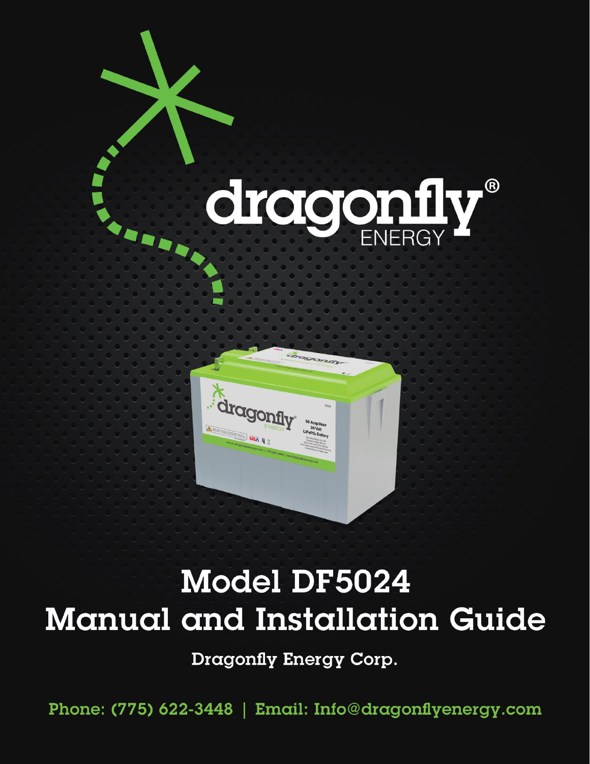# Model DF5024 Manual and Installation Guide

Dragonfly Energy Corp.

Phone: (775) 622-3448 | Email: Info@dragonflyenergy.com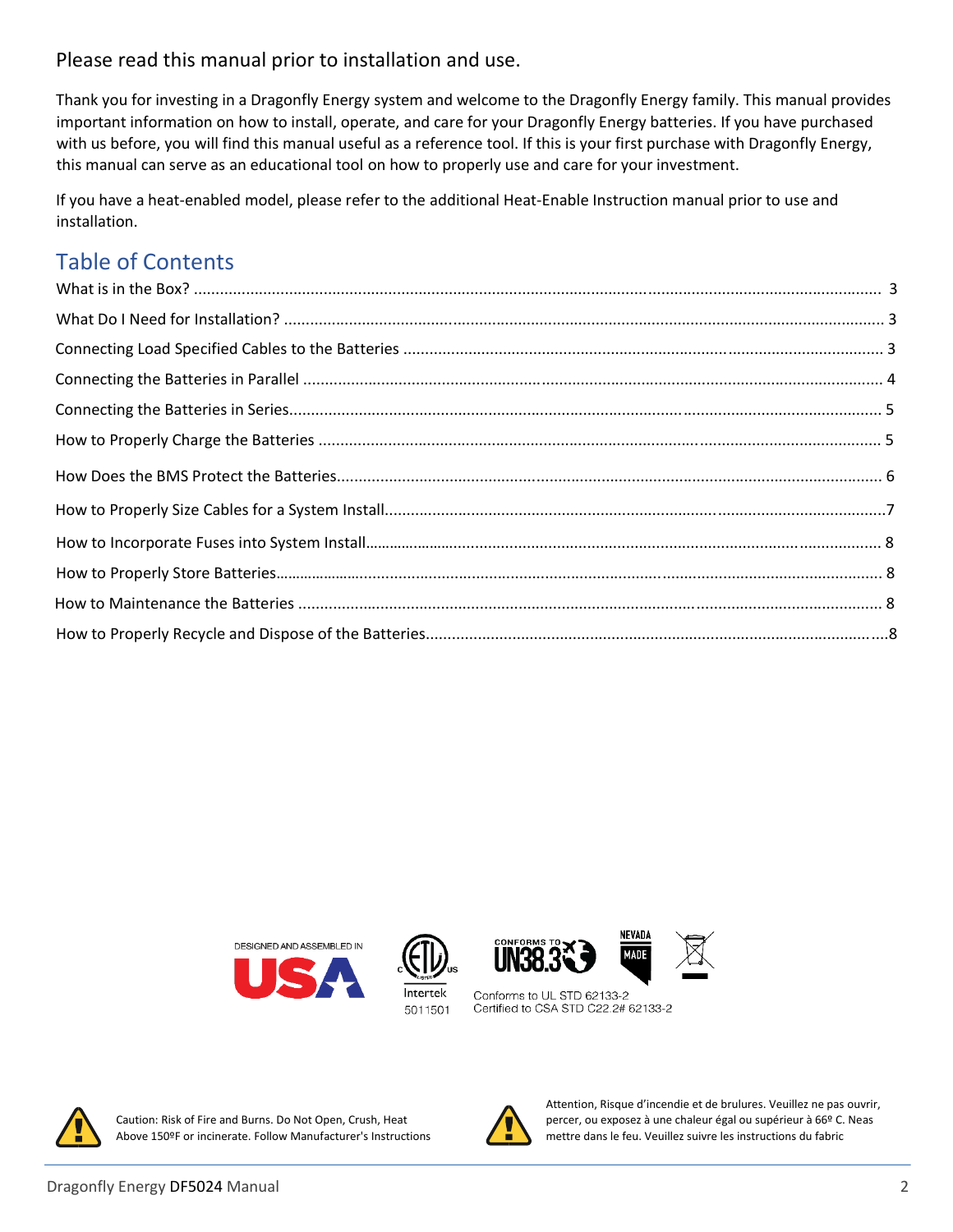Please read this manual prior to installation and use.

Thank you for investing in a Dragonfly Energy system and welcome to the Dragonfly Energy family. This manual provides important information on how to install, operate, and care for your Dragonfly Energy batteries. If you have purchased with us before, you will find this manual useful as a reference tool. If this is your first purchase with Dragonfly Energy, this manual can serve as an educational tool on how to properly use and care for your investment.

If you have a heat-enabled model, please refer to the additional Heat-Enable Instruction manual prior to use and installation.

## Table of Contents

What is in the Box? .......... 3

What Do I Need for Installation? .......... 3

Connecting Load Specified Cables to the Batteries .......... 3

Connecting the Batteries in Parallel .......... 4

Connecting the Batteries in Series.......... 5

How to Properly Charge the Batteries .......... 5

How Does the BMS Protect the Batteries.......... 6

How to Properly Size Cables for a System Install.......... 7

How to Incorporate Fuses into System Install.......... 8

How to Properly Store Batteries.......... 8

How to Maintenance the Batteries .......... 8

How to Properly Recycle and Dispose of the Batteries.......... 8

DESIGNED AND ASSEMBLED IN USA

Intertek 5011501

CONFORMS TO UN38.3

NEVADA MADE

Conforms to UL STD 62133-2
Certified to CSA STD C22.2# 62133-2

Caution: Risk of Fire and Burns. Do Not Open, Crush, Heat Above 150ºF or incinerate. Follow Manufacturer's Instructions

Attention, Risque d'incendie et de brulures. Veuillez ne pas ouvrir, percer, ou exposez à une chaleur égal ou supérieur à 66º C. Neas mettre dans le feu. Veuillez suivre les instructions du fabric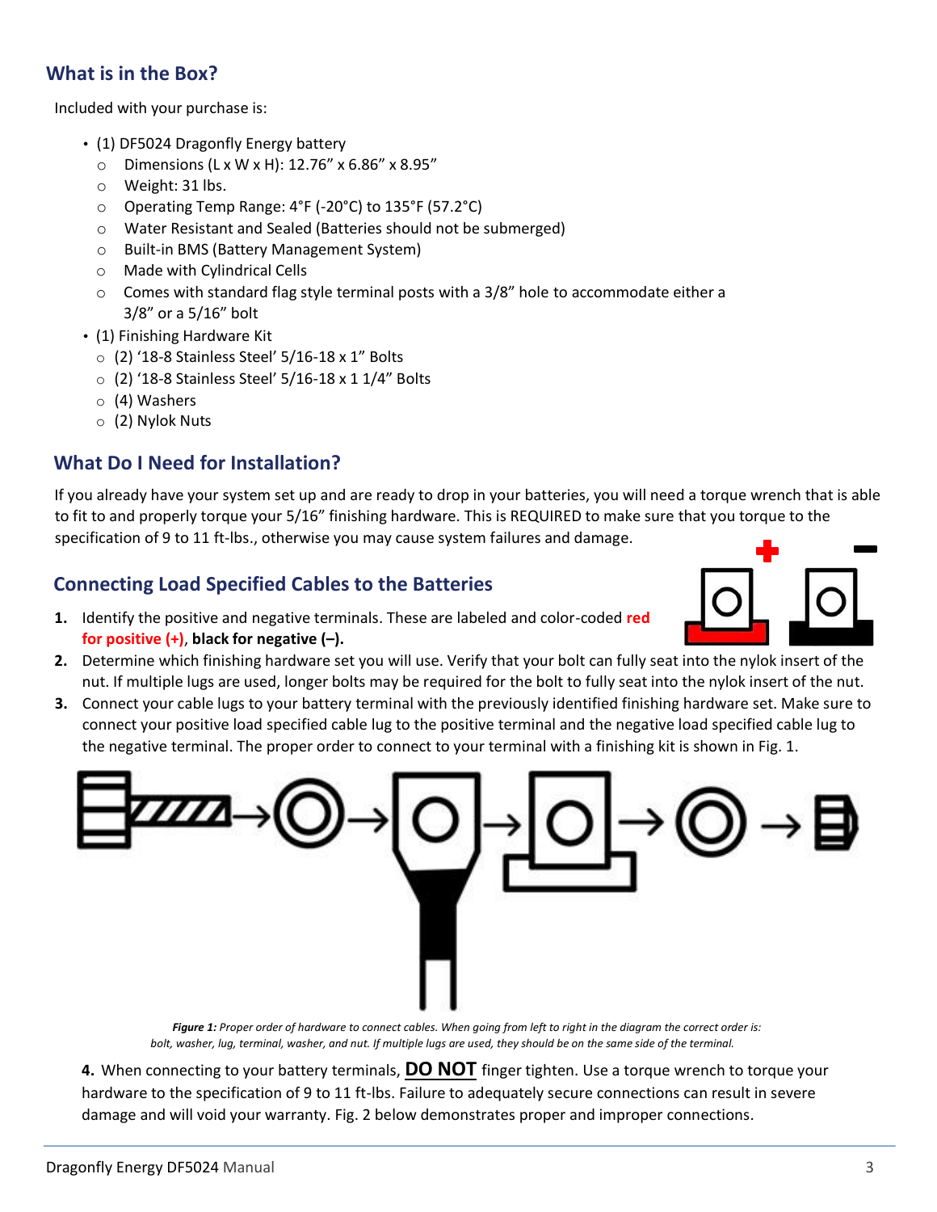## What is in the Box?

Included with your purchase is:

- (1) DF5024 Dragonfly Energy battery
  - Dimensions (L x W x H): 12.76" x 6.86" x 8.95"
  - Weight: 31 lbs.
  - Operating Temp Range: 4°F (-20°C) to 135°F (57.2°C)
  - Water Resistant and Sealed (Batteries should not be submerged)
  - Built-in BMS (Battery Management System)
  - Made with Cylindrical Cells
  - Comes with standard flag style terminal posts with a 3/8" hole to accommodate either a 3/8" or a 5/16" bolt
- (1) Finishing Hardware Kit
  - (2) '18-8 Stainless Steel' 5/16-18 x 1" Bolts
  - (2) '18-8 Stainless Steel' 5/16-18 x 1 1/4" Bolts
  - (4) Washers
  - (2) Nylok Nuts

## What Do I Need for Installation?

If you already have your system set up and are ready to drop in your batteries, you will need a torque wrench that is able to fit to and properly torque your 5/16" finishing hardware. This is REQUIRED to make sure that you torque to the specification of 9 to 11 ft-lbs., otherwise you may cause system failures and damage.

## Connecting Load Specified Cables to the Batteries

1. Identify the positive and negative terminals. These are labeled and color-coded **red for positive (+)**, **black for negative (–).**
2. Determine which finishing hardware set you will use. Verify that your bolt can fully seat into the nylok insert of the nut. If multiple lugs are used, longer bolts may be required for the bolt to fully seat into the nylok insert of the nut.
3. Connect your cable lugs to your battery terminal with the previously identified finishing hardware set. Make sure to connect your positive load specified cable lug to the positive terminal and the negative load specified cable lug to the negative terminal. The proper order to connect to your terminal with a finishing kit is shown in Fig. 1.

***Figure 1:*** *Proper order of hardware to connect cables. When going from left to right in the diagram the correct order is: bolt, washer, lug, terminal, washer, and nut. If multiple lugs are used, they should be on the same side of the terminal.*

4. When connecting to your battery terminals, **DO NOT** finger tighten. Use a torque wrench to torque your hardware to the specification of 9 to 11 ft-lbs. Failure to adequately secure connections can result in severe damage and will void your warranty. Fig. 2 below demonstrates proper and improper connections.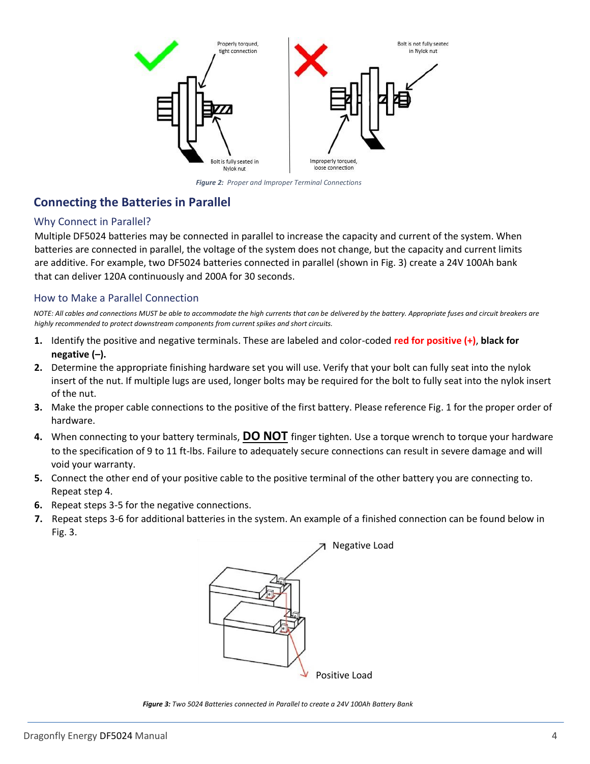*Figure 2: Proper and Improper Terminal Connections*

## Connecting the Batteries in Parallel

### Why Connect in Parallel?

Multiple DF5024 batteries may be connected in parallel to increase the capacity and current of the system. When batteries are connected in parallel, the voltage of the system does not change, but the capacity and current limits are additive. For example, two DF5024 batteries connected in parallel (shown in Fig. 3) create a 24V 100Ah bank that can deliver 120A continuously and 200A for 30 seconds.

### How to Make a Parallel Connection

*NOTE: All cables and connections MUST be able to accommodate the high currents that can be delivered by the battery. Appropriate fuses and circuit breakers are highly recommended to protect downstream components from current spikes and short circuits.*

1. Identify the positive and negative terminals. These are labeled and color-coded **red for positive (+)**, **black for negative (–).**
2. Determine the appropriate finishing hardware set you will use. Verify that your bolt can fully seat into the nylok insert of the nut. If multiple lugs are used, longer bolts may be required for the bolt to fully seat into the nylok insert of the nut.
3. Make the proper cable connections to the positive of the first battery. Please reference Fig. 1 for the proper order of hardware.
4. When connecting to your battery terminals, **DO NOT** finger tighten. Use a torque wrench to torque your hardware to the specification of 9 to 11 ft-lbs. Failure to adequately secure connections can result in severe damage and will void your warranty.
5. Connect the other end of your positive cable to the positive terminal of the other battery you are connecting to. Repeat step 4.
6. Repeat steps 3-5 for the negative connections.
7. Repeat steps 3-6 for additional batteries in the system. An example of a finished connection can be found below in Fig. 3.

***Figure 3:*** *Two 5024 Batteries connected in Parallel to create a 24V 100Ah Battery Bank*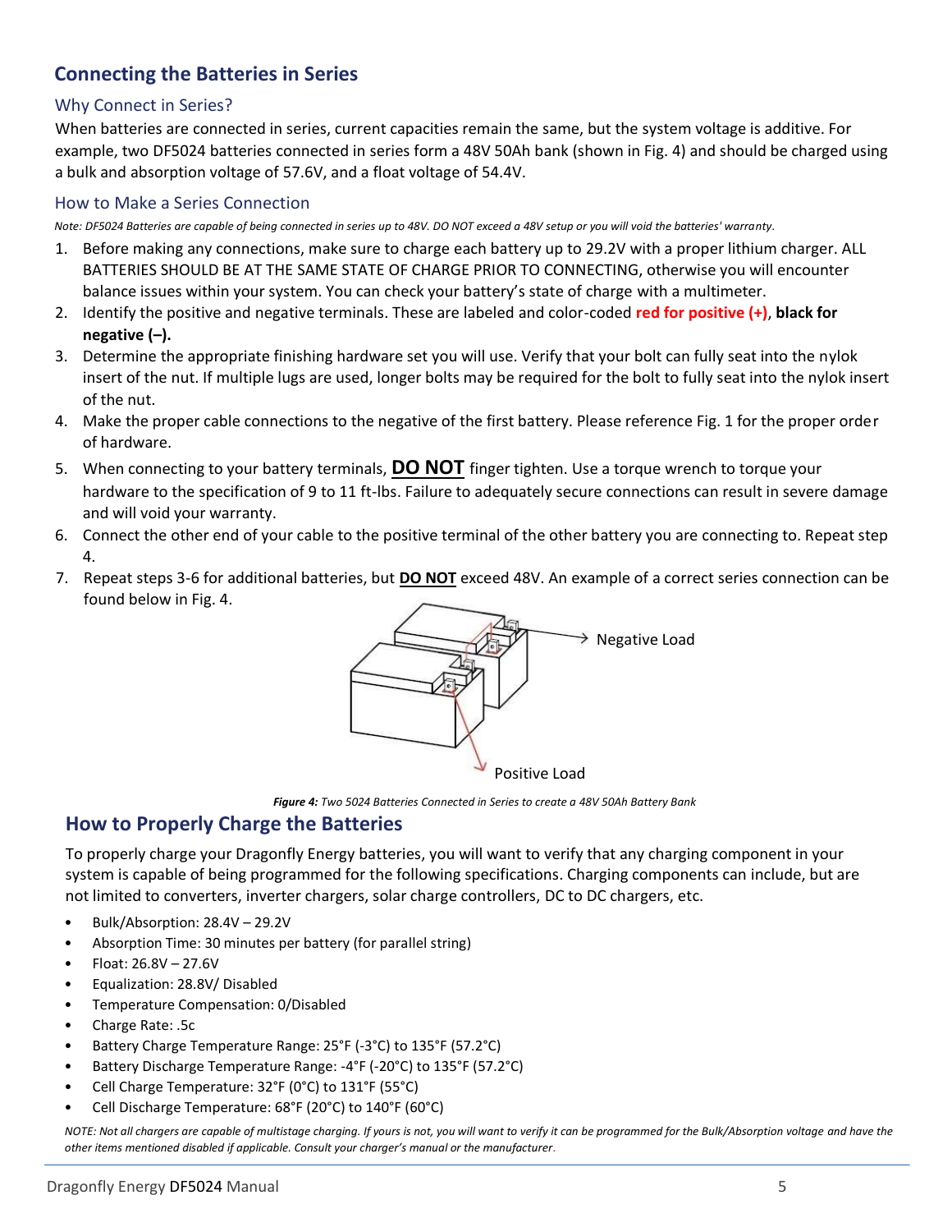## Connecting the Batteries in Series

### Why Connect in Series?

When batteries are connected in series, current capacities remain the same, but the system voltage is additive. For example, two DF5024 batteries connected in series form a 48V 50Ah bank (shown in Fig. 4) and should be charged using a bulk and absorption voltage of 57.6V, and a float voltage of 54.4V.

### How to Make a Series Connection

*Note: DF5024 Batteries are capable of being connected in series up to 48V. DO NOT exceed a 48V setup or you will void the batteries' warranty.*

1. Before making any connections, make sure to charge each battery up to 29.2V with a proper lithium charger. ALL BATTERIES SHOULD BE AT THE SAME STATE OF CHARGE PRIOR TO CONNECTING, otherwise you will encounter balance issues within your system. You can check your battery's state of charge with a multimeter.
2. Identify the positive and negative terminals. These are labeled and color-coded **red for positive (+)**, **black for negative (–).**
3. Determine the appropriate finishing hardware set you will use. Verify that your bolt can fully seat into the nylok insert of the nut. If multiple lugs are used, longer bolts may be required for the bolt to fully seat into the nylok insert of the nut.
4. Make the proper cable connections to the negative of the first battery. Please reference Fig. 1 for the proper order of hardware.
5. When connecting to your battery terminals, **DO NOT** finger tighten. Use a torque wrench to torque your hardware to the specification of 9 to 11 ft-lbs. Failure to adequately secure connections can result in severe damage and will void your warranty.
6. Connect the other end of your cable to the positive terminal of the other battery you are connecting to. Repeat step 4.
7. Repeat steps 3-6 for additional batteries, but **DO NOT** exceed 48V. An example of a correct series connection can be found below in Fig. 4.

Negative Load

Positive Load

***Figure 4:*** *Two 5024 Batteries Connected in Series to create a 48V 50Ah Battery Bank*

## How to Properly Charge the Batteries

To properly charge your Dragonfly Energy batteries, you will want to verify that any charging component in your system is capable of being programmed for the following specifications. Charging components can include, but are not limited to converters, inverter chargers, solar charge controllers, DC to DC chargers, etc.

- Bulk/Absorption: 28.4V – 29.2V
- Absorption Time: 30 minutes per battery (for parallel string)
- Float: 26.8V – 27.6V
- Equalization: 28.8V/ Disabled
- Temperature Compensation: 0/Disabled
- Charge Rate: .5c
- Battery Charge Temperature Range: 25°F (-3°C) to 135°F (57.2°C)
- Battery Discharge Temperature Range: -4°F (-20°C) to 135°F (57.2°C)
- Cell Charge Temperature: 32°F (0°C) to 131°F (55°C)
- Cell Discharge Temperature: 68°F (20°C) to 140°F (60°C)

*NOTE: Not all chargers are capable of multistage charging. If yours is not, you will want to verify it can be programmed for the Bulk/Absorption voltage and have the other items mentioned disabled if applicable. Consult your charger's manual or the manufacturer.*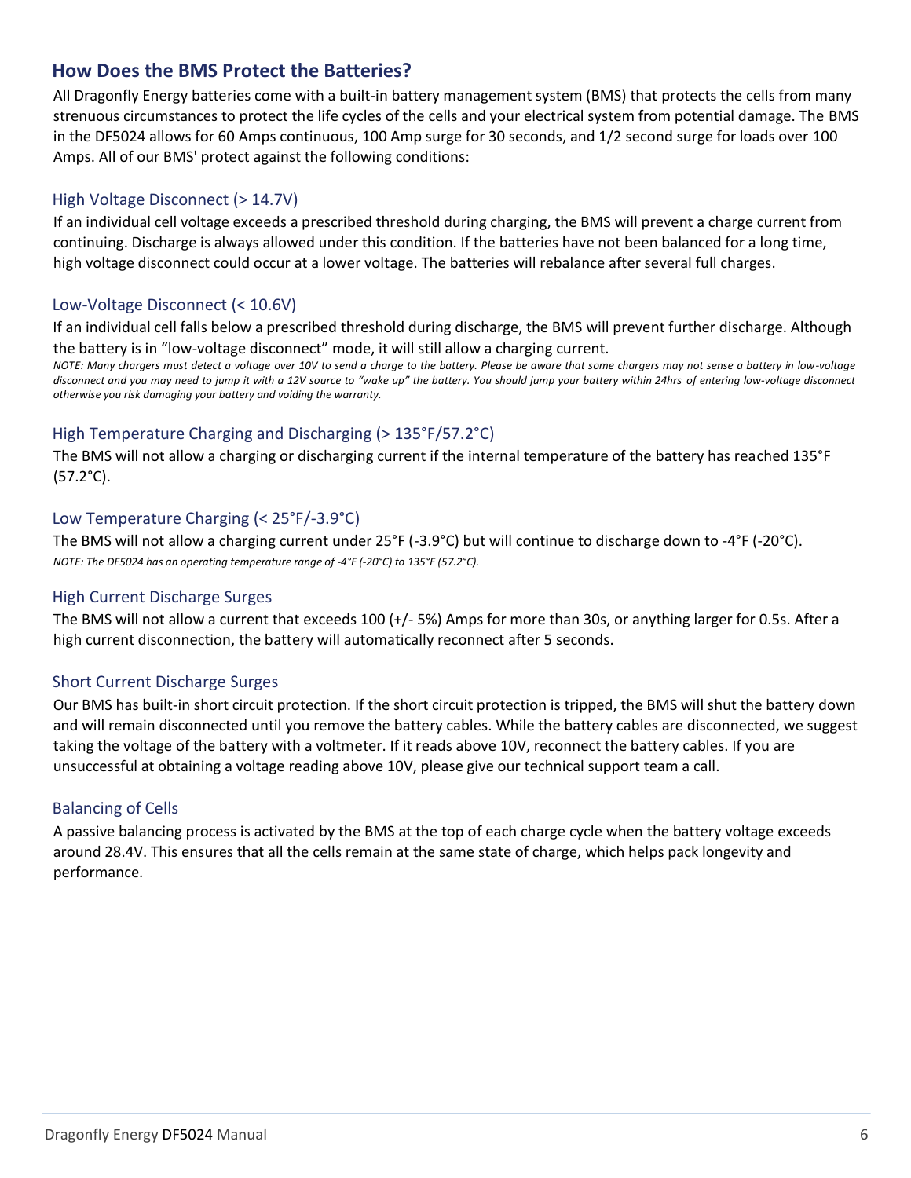## How Does the BMS Protect the Batteries?

All Dragonfly Energy batteries come with a built-in battery management system (BMS) that protects the cells from many strenuous circumstances to protect the life cycles of the cells and your electrical system from potential damage. The BMS in the DF5024 allows for 60 Amps continuous, 100 Amp surge for 30 seconds, and 1/2 second surge for loads over 100 Amps. All of our BMS' protect against the following conditions:

### High Voltage Disconnect (> 14.7V)

If an individual cell voltage exceeds a prescribed threshold during charging, the BMS will prevent a charge current from continuing. Discharge is always allowed under this condition. If the batteries have not been balanced for a long time, high voltage disconnect could occur at a lower voltage. The batteries will rebalance after several full charges.

### Low-Voltage Disconnect (< 10.6V)

If an individual cell falls below a prescribed threshold during discharge, the BMS will prevent further discharge. Although the battery is in "low-voltage disconnect" mode, it will still allow a charging current.

*NOTE: Many chargers must detect a voltage over 10V to send a charge to the battery. Please be aware that some chargers may not sense a battery in low-voltage disconnect and you may need to jump it with a 12V source to "wake up" the battery. You should jump your battery within 24hrs of entering low-voltage disconnect otherwise you risk damaging your battery and voiding the warranty.*

### High Temperature Charging and Discharging (> 135°F/57.2°C)

The BMS will not allow a charging or discharging current if the internal temperature of the battery has reached 135°F (57.2°C).

### Low Temperature Charging (< 25°F/-3.9°C)

The BMS will not allow a charging current under 25°F (-3.9°C) but will continue to discharge down to -4°F (-20°C).

*NOTE: The DF5024 has an operating temperature range of -4°F (-20°C) to 135°F (57.2°C).*

### High Current Discharge Surges

The BMS will not allow a current that exceeds 100 (+/- 5%) Amps for more than 30s, or anything larger for 0.5s. After a high current disconnection, the battery will automatically reconnect after 5 seconds.

### Short Current Discharge Surges

Our BMS has built-in short circuit protection. If the short circuit protection is tripped, the BMS will shut the battery down and will remain disconnected until you remove the battery cables. While the battery cables are disconnected, we suggest taking the voltage of the battery with a voltmeter. If it reads above 10V, reconnect the battery cables. If you are unsuccessful at obtaining a voltage reading above 10V, please give our technical support team a call.

### Balancing of Cells

A passive balancing process is activated by the BMS at the top of each charge cycle when the battery voltage exceeds around 28.4V. This ensures that all the cells remain at the same state of charge, which helps pack longevity and performance.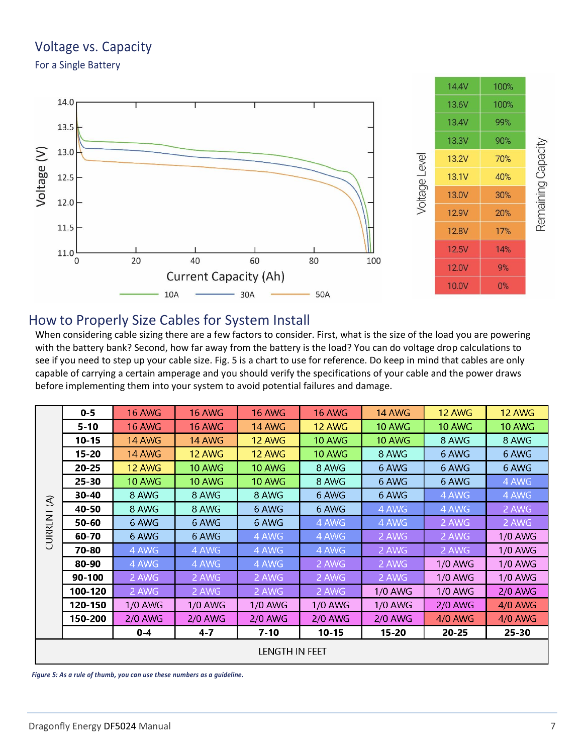## Voltage vs. Capacity

### For a Single Battery

| Voltage Level | Remaining Capacity |
|---|---|
| 14.4V | 100% |
| 13.6V | 100% |
| 13.4V | 99% |
| 13.3V | 90% |
| 13.2V | 70% |
| 13.1V | 40% |
| 13.0V | 30% |
| 12.9V | 20% |
| 12.8V | 17% |
| 12.5V | 14% |
| 12.0V | 9% |
| 10.0V | 0% |

## How to Properly Size Cables for System Install

When considering cable sizing there are a few factors to consider. First, what is the size of the load you are powering with the battery bank? Second, how far away from the battery is the load? You can do voltage drop calculations to see if you need to step up your cable size. Fig. 5 is a chart to use for reference. Do keep in mind that cables are only capable of carrying a certain amperage and you should verify the specifications of your cable and the power draws before implementing them into your system to avoid potential failures and damage.

| CURRENT (A) \ LENGTH IN FEET | 0-4 | 4-7 | 7-10 | 10-15 | 15-20 | 20-25 | 25-30 |
|---|---|---|---|---|---|---|---|
| 0-5 | 16 AWG | 16 AWG | 16 AWG | 16 AWG | 14 AWG | 12 AWG | 12 AWG |
| 5-10 | 16 AWG | 16 AWG | 14 AWG | 12 AWG | 10 AWG | 10 AWG | 10 AWG |
| 10-15 | 14 AWG | 14 AWG | 12 AWG | 10 AWG | 10 AWG | 8 AWG | 8 AWG |
| 15-20 | 14 AWG | 12 AWG | 12 AWG | 10 AWG | 8 AWG | 6 AWG | 6 AWG |
| 20-25 | 12 AWG | 10 AWG | 10 AWG | 8 AWG | 6 AWG | 6 AWG | 6 AWG |
| 25-30 | 10 AWG | 10 AWG | 10 AWG | 8 AWG | 6 AWG | 6 AWG | 4 AWG |
| 30-40 | 8 AWG | 8 AWG | 8 AWG | 6 AWG | 6 AWG | 4 AWG | 4 AWG |
| 40-50 | 8 AWG | 8 AWG | 6 AWG | 6 AWG | 4 AWG | 4 AWG | 2 AWG |
| 50-60 | 6 AWG | 6 AWG | 6 AWG | 4 AWG | 4 AWG | 2 AWG | 2 AWG |
| 60-70 | 6 AWG | 6 AWG | 4 AWG | 4 AWG | 2 AWG | 2 AWG | 1/0 AWG |
| 70-80 | 4 AWG | 4 AWG | 4 AWG | 4 AWG | 2 AWG | 2 AWG | 1/0 AWG |
| 80-90 | 4 AWG | 4 AWG | 4 AWG | 2 AWG | 2 AWG | 1/0 AWG | 1/0 AWG |
| 90-100 | 2 AWG | 2 AWG | 2 AWG | 2 AWG | 2 AWG | 1/0 AWG | 1/0 AWG |
| 100-120 | 2 AWG | 2 AWG | 2 AWG | 2 AWG | 1/0 AWG | 1/0 AWG | 2/0 AWG |
| 120-150 | 1/0 AWG | 1/0 AWG | 1/0 AWG | 1/0 AWG | 1/0 AWG | 2/0 AWG | 4/0 AWG |
| 150-200 | 2/0 AWG | 2/0 AWG | 2/0 AWG | 2/0 AWG | 2/0 AWG | 4/0 AWG | 4/0 AWG |

*Figure 5: As a rule of thumb, you can use these numbers as a guideline.*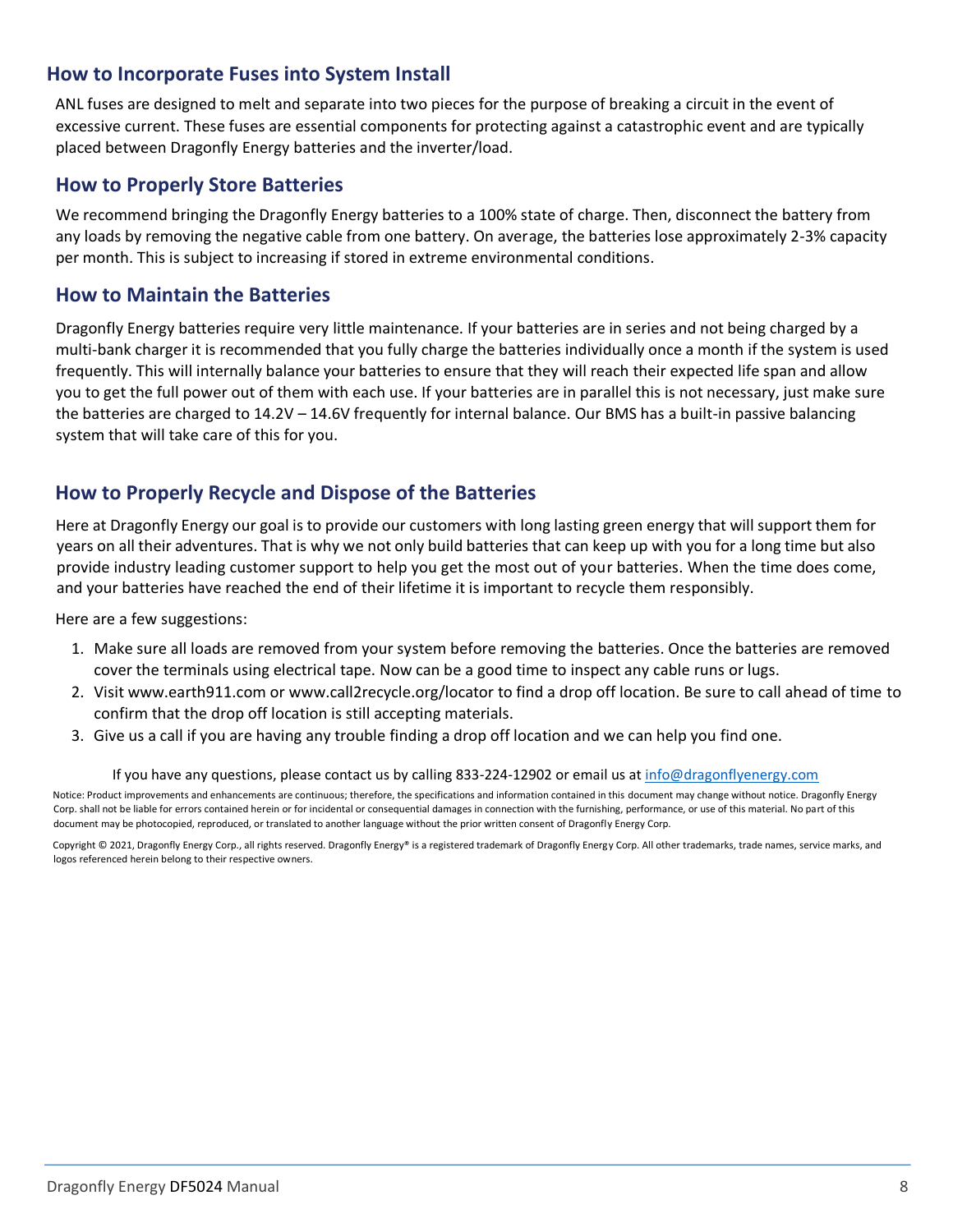## How to Incorporate Fuses into System Install

ANL fuses are designed to melt and separate into two pieces for the purpose of breaking a circuit in the event of excessive current. These fuses are essential components for protecting against a catastrophic event and are typically placed between Dragonfly Energy batteries and the inverter/load.

## How to Properly Store Batteries

We recommend bringing the Dragonfly Energy batteries to a 100% state of charge. Then, disconnect the battery from any loads by removing the negative cable from one battery. On average, the batteries lose approximately 2-3% capacity per month. This is subject to increasing if stored in extreme environmental conditions.

## How to Maintain the Batteries

Dragonfly Energy batteries require very little maintenance. If your batteries are in series and not being charged by a multi-bank charger it is recommended that you fully charge the batteries individually once a month if the system is used frequently. This will internally balance your batteries to ensure that they will reach their expected life span and allow you to get the full power out of them with each use. If your batteries are in parallel this is not necessary, just make sure the batteries are charged to 14.2V – 14.6V frequently for internal balance. Our BMS has a built-in passive balancing system that will take care of this for you.

## How to Properly Recycle and Dispose of the Batteries

Here at Dragonfly Energy our goal is to provide our customers with long lasting green energy that will support them for years on all their adventures. That is why we not only build batteries that can keep up with you for a long time but also provide industry leading customer support to help you get the most out of your batteries. When the time does come, and your batteries have reached the end of their lifetime it is important to recycle them responsibly.

Here are a few suggestions:

1. Make sure all loads are removed from your system before removing the batteries. Once the batteries are removed cover the terminals using electrical tape. Now can be a good time to inspect any cable runs or lugs.
2. Visit www.earth911.com or www.call2recycle.org/locator to find a drop off location. Be sure to call ahead of time to confirm that the drop off location is still accepting materials.
3. Give us a call if you are having any trouble finding a drop off location and we can help you find one.

If you have any questions, please contact us by calling 833-224-12902 or email us at info@dragonflyenergy.com

Notice: Product improvements and enhancements are continuous; therefore, the specifications and information contained in this document may change without notice. Dragonfly Energy Corp. shall not be liable for errors contained herein or for incidental or consequential damages in connection with the furnishing, performance, or use of this material. No part of this document may be photocopied, reproduced, or translated to another language without the prior written consent of Dragonfly Energy Corp.

Copyright © 2021, Dragonfly Energy Corp., all rights reserved. Dragonfly Energy® is a registered trademark of Dragonfly Energy Corp. All other trademarks, trade names, service marks, and logos referenced herein belong to their respective owners.